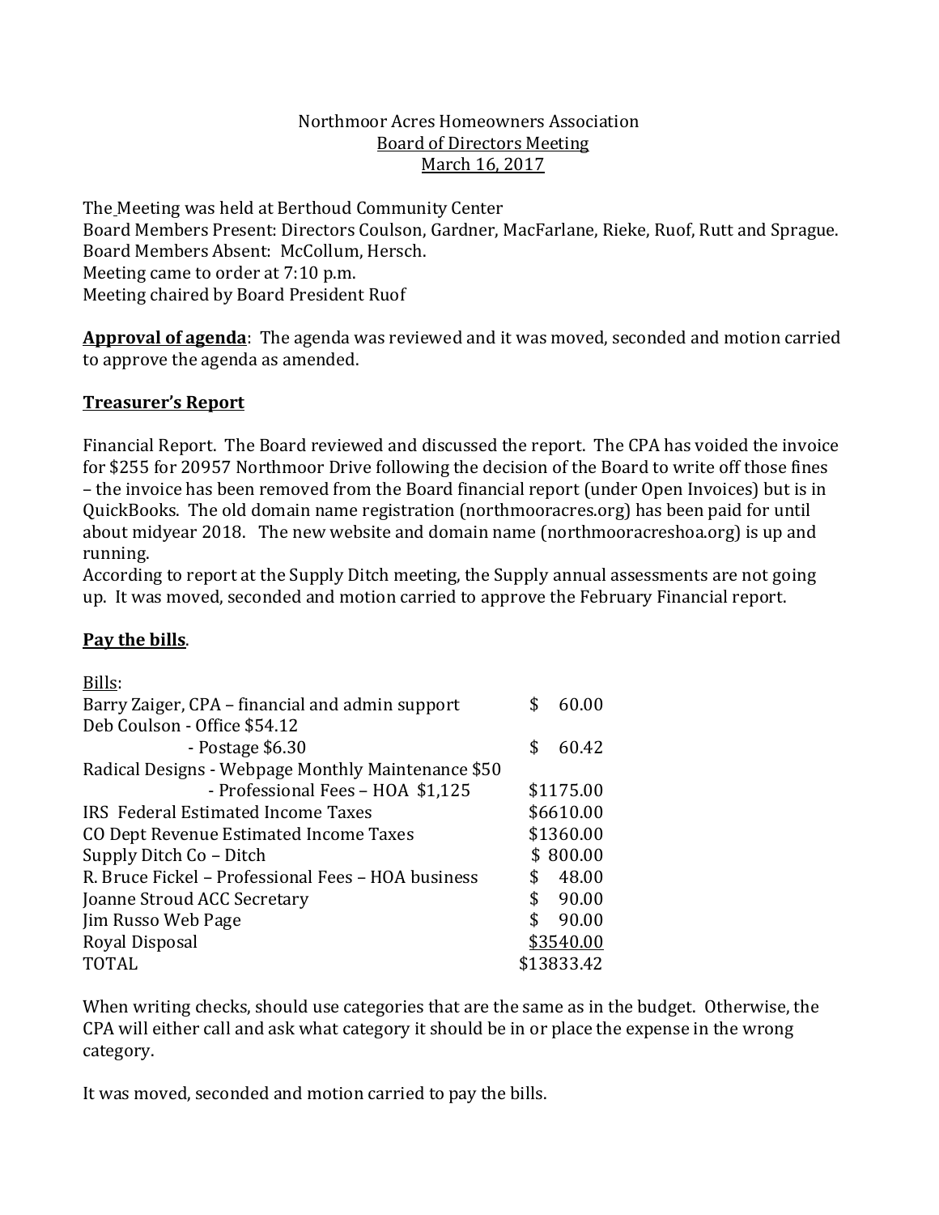Northmoor Acres Homeowners Association
Board of Directors Meeting
March 16, 2017

The Meeting was held at Berthoud Community Center
Board Members Present: Directors Coulson, Gardner, MacFarlane, Rieke, Ruof, Rutt and Sprague.
Board Members Absent: McCollum, Hersch.
Meeting came to order at 7:10 p.m.
Meeting chaired by Board President Ruof

**Approval of agenda**: The agenda was reviewed and it was moved, seconded and motion carried to approve the agenda as amended.

**Treasurer's Report**

Financial Report. The Board reviewed and discussed the report. The CPA has voided the invoice for $255 for 20957 Northmoor Drive following the decision of the Board to write off those fines – the invoice has been removed from the Board financial report (under Open Invoices) but is in QuickBooks. The old domain name registration (northmooracres.org) has been paid for until about midyear 2018. The new website and domain name (northmooracreshoa.org) is up and running.
According to report at the Supply Ditch meeting, the Supply annual assessments are not going up. It was moved, seconded and motion carried to approve the February Financial report.

**Pay the bills**.

| Bills: | |
|---|---|
| Barry Zaiger, CPA – financial and admin support | $ 60.00 |
| Deb Coulson - Office $54.12<br>- Postage $6.30 | $ 60.42 |
| Radical Designs - Webpage Monthly Maintenance $50<br>- Professional Fees – HOA $1,125 | $1175.00 |
| IRS Federal Estimated Income Taxes | $6610.00 |
| CO Dept Revenue Estimated Income Taxes | $1360.00 |
| Supply Ditch Co – Ditch | $ 800.00 |
| R. Bruce Fickel – Professional Fees – HOA business | $ 48.00 |
| Joanne Stroud ACC Secretary | $ 90.00 |
| Jim Russo Web Page | $ 90.00 |
| Royal Disposal | $3540.00 |
| TOTAL | $13833.42 |

When writing checks, should use categories that are the same as in the budget. Otherwise, the CPA will either call and ask what category it should be in or place the expense in the wrong category.

It was moved, seconded and motion carried to pay the bills.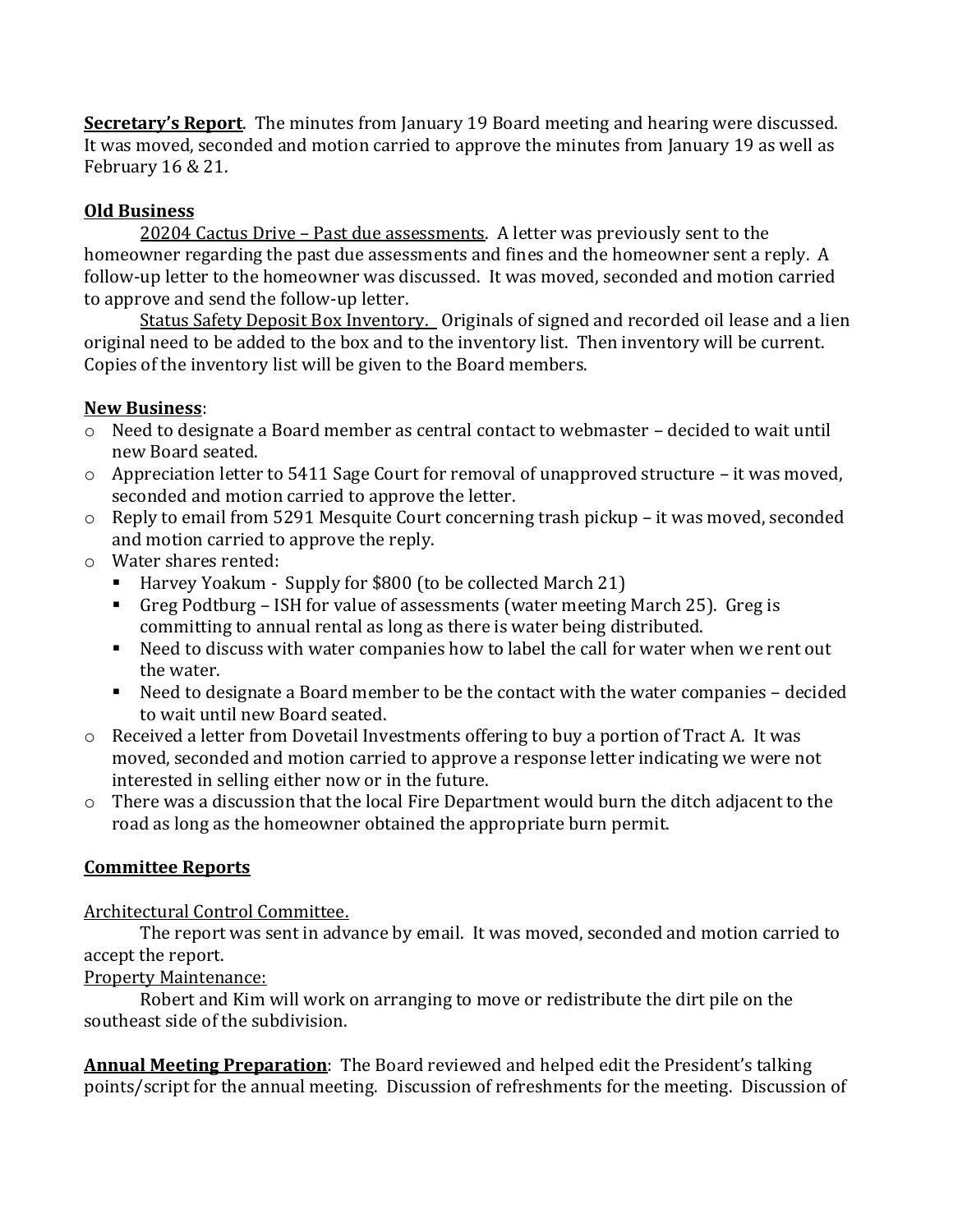**<u>Secretary's Report</u>**. The minutes from January 19 Board meeting and hearing were discussed. It was moved, seconded and motion carried to approve the minutes from January 19 as well as February 16 & 21.

**<u>Old Business</u>**

<u>20204 Cactus Drive – Past due assessments</u>. A letter was previously sent to the homeowner regarding the past due assessments and fines and the homeowner sent a reply. A follow-up letter to the homeowner was discussed. It was moved, seconded and motion carried to approve and send the follow-up letter.

<u>Status Safety Deposit Box Inventory.</u> Originals of signed and recorded oil lease and a lien original need to be added to the box and to the inventory list. Then inventory will be current. Copies of the inventory list will be given to the Board members.

**<u>New Business</u>**:

- Need to designate a Board member as central contact to webmaster – decided to wait until new Board seated.
- Appreciation letter to 5411 Sage Court for removal of unapproved structure – it was moved, seconded and motion carried to approve the letter.
- Reply to email from 5291 Mesquite Court concerning trash pickup – it was moved, seconded and motion carried to approve the reply.
- Water shares rented:
  - Harvey Yoakum - Supply for $800 (to be collected March 21)
  - Greg Podtburg – ISH for value of assessments (water meeting March 25). Greg is committing to annual rental as long as there is water being distributed.
  - Need to discuss with water companies how to label the call for water when we rent out the water.
  - Need to designate a Board member to be the contact with the water companies – decided to wait until new Board seated.
- Received a letter from Dovetail Investments offering to buy a portion of Tract A. It was moved, seconded and motion carried to approve a response letter indicating we were not interested in selling either now or in the future.
- There was a discussion that the local Fire Department would burn the ditch adjacent to the road as long as the homeowner obtained the appropriate burn permit.

**<u>Committee Reports</u>**

<u>Architectural Control Committee.</u>

The report was sent in advance by email. It was moved, seconded and motion carried to accept the report.

<u>Property Maintenance:</u>

Robert and Kim will work on arranging to move or redistribute the dirt pile on the southeast side of the subdivision.

**<u>Annual Meeting Preparation</u>**: The Board reviewed and helped edit the President's talking points/script for the annual meeting. Discussion of refreshments for the meeting. Discussion of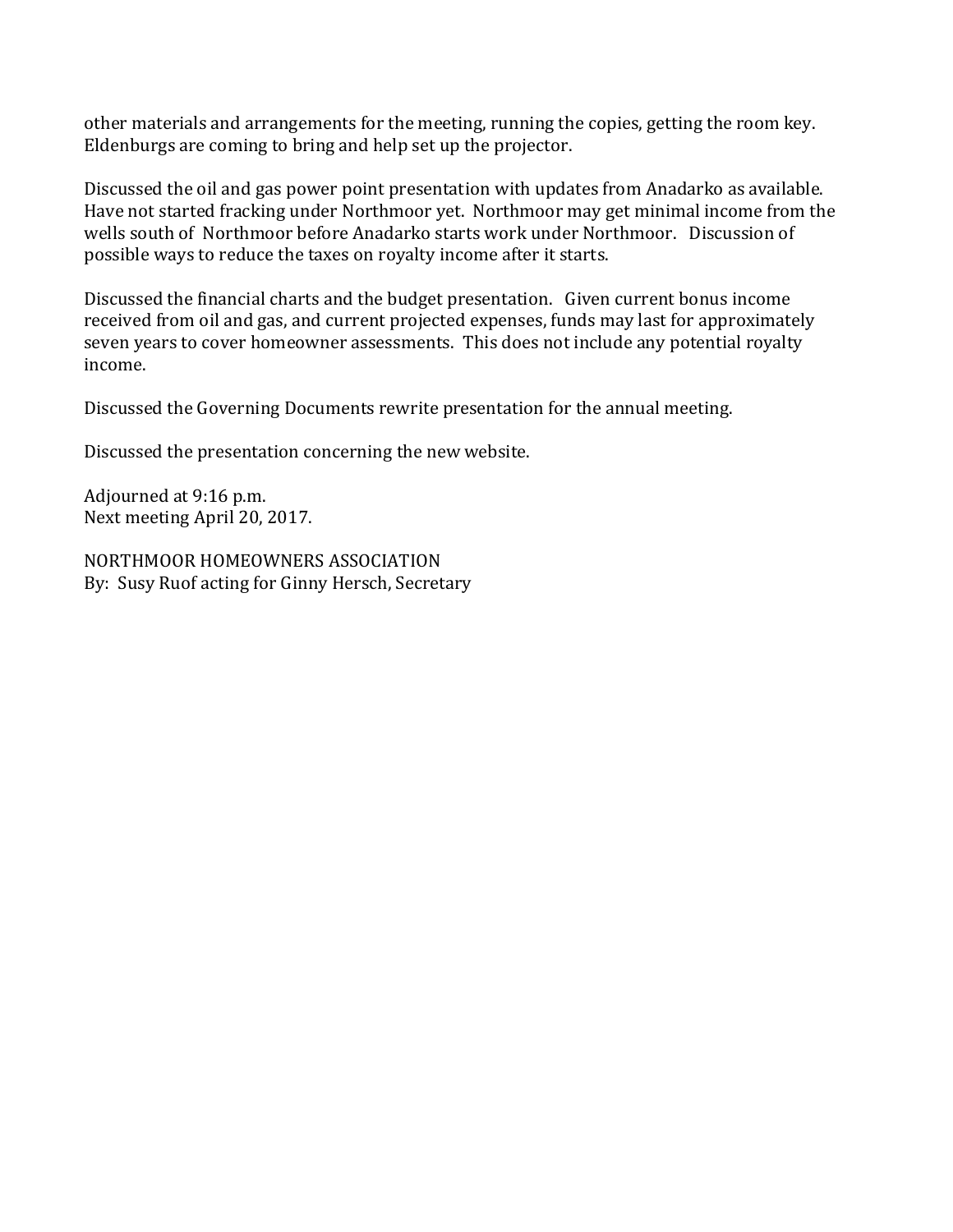other materials and arrangements for the meeting, running the copies, getting the room key. Eldenburgs are coming to bring and help set up the projector.

Discussed the oil and gas power point presentation with updates from Anadarko as available. Have not started fracking under Northmoor yet. Northmoor may get minimal income from the wells south of Northmoor before Anadarko starts work under Northmoor. Discussion of possible ways to reduce the taxes on royalty income after it starts.

Discussed the financial charts and the budget presentation. Given current bonus income received from oil and gas, and current projected expenses, funds may last for approximately seven years to cover homeowner assessments. This does not include any potential royalty income.

Discussed the Governing Documents rewrite presentation for the annual meeting.

Discussed the presentation concerning the new website.

Adjourned at 9:16 p.m.
Next meeting April 20, 2017.

NORTHMOOR HOMEOWNERS ASSOCIATION
By: Susy Ruof acting for Ginny Hersch, Secretary